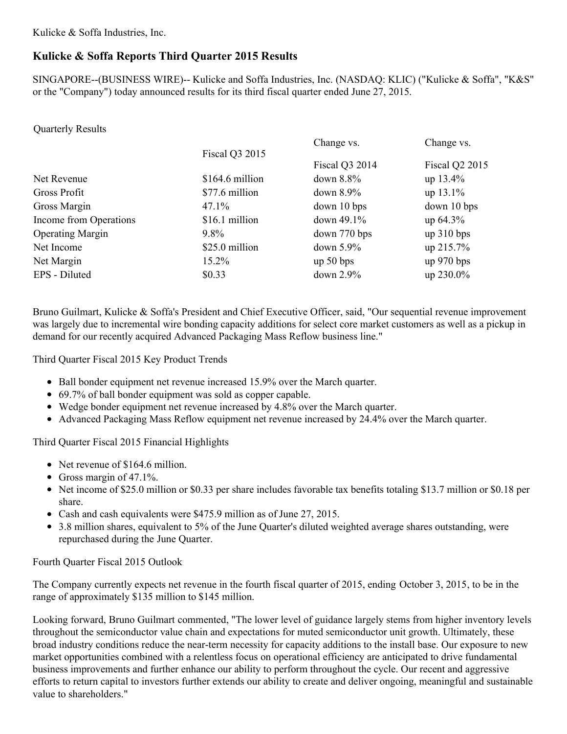Kulicke & Soffa Industries, Inc.

# Kulicke & Soffa Reports Third Quarter 2015 Results

SINGAPORE--(BUSINESS WIRE)-- Kulicke and Soffa Industries, Inc. (NASDAQ: KLIC) ("Kulicke & Soffa", "K&S" or the "Company") today announced results for its third fiscal quarter ended June 27, 2015.

Quarterly Results

| | Fiscal Q3 2015 | Change vs. Fiscal Q3 2014 | Change vs. Fiscal Q2 2015 |
|---|---|---|---|
| Net Revenue | $164.6 million | down 8.8% | up 13.4% |
| Gross Profit | $77.6 million | down 8.9% | up 13.1% |
| Gross Margin | 47.1% | down 10 bps | down 10 bps |
| Income from Operations | $16.1 million | down 49.1% | up 64.3% |
| Operating Margin | 9.8% | down 770 bps | up 310 bps |
| Net Income | $25.0 million | down 5.9% | up 215.7% |
| Net Margin | 15.2% | up 50 bps | up 970 bps |
| EPS - Diluted | $0.33 | down 2.9% | up 230.0% |

Bruno Guilmart, Kulicke & Soffa's President and Chief Executive Officer, said, "Our sequential revenue improvement was largely due to incremental wire bonding capacity additions for select core market customers as well as a pickup in demand for our recently acquired Advanced Packaging Mass Reflow business line."

Third Quarter Fiscal 2015 Key Product Trends

- Ball bonder equipment net revenue increased 15.9% over the March quarter.
- 69.7% of ball bonder equipment was sold as copper capable.
- Wedge bonder equipment net revenue increased by 4.8% over the March quarter.
- Advanced Packaging Mass Reflow equipment net revenue increased by 24.4% over the March quarter.

Third Quarter Fiscal 2015 Financial Highlights

- Net revenue of $164.6 million.
- Gross margin of 47.1%.
- Net income of $25.0 million or $0.33 per share includes favorable tax benefits totaling $13.7 million or $0.18 per share.
- Cash and cash equivalents were $475.9 million as of June 27, 2015.
- 3.8 million shares, equivalent to 5% of the June Quarter's diluted weighted average shares outstanding, were repurchased during the June Quarter.

Fourth Quarter Fiscal 2015 Outlook

The Company currently expects net revenue in the fourth fiscal quarter of 2015, ending October 3, 2015, to be in the range of approximately $135 million to $145 million.

Looking forward, Bruno Guilmart commented, "The lower level of guidance largely stems from higher inventory levels throughout the semiconductor value chain and expectations for muted semiconductor unit growth. Ultimately, these broad industry conditions reduce the near-term necessity for capacity additions to the install base. Our exposure to new market opportunities combined with a relentless focus on operational efficiency are anticipated to drive fundamental business improvements and further enhance our ability to perform throughout the cycle. Our recent and aggressive efforts to return capital to investors further extends our ability to create and deliver ongoing, meaningful and sustainable value to shareholders."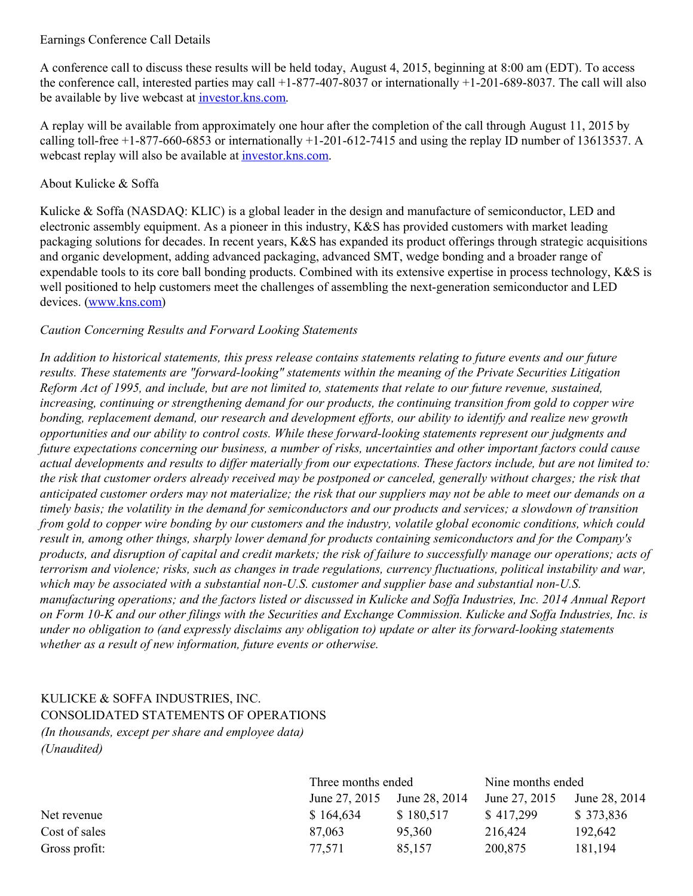Earnings Conference Call Details

A conference call to discuss these results will be held today, August 4, 2015, beginning at 8:00 am (EDT). To access the conference call, interested parties may call +1-877-407-8037 or internationally +1-201-689-8037. The call will also be available by live webcast at investor.kns.com.

A replay will be available from approximately one hour after the completion of the call through August 11, 2015 by calling toll-free +1-877-660-6853 or internationally +1-201-612-7415 and using the replay ID number of 13613537. A webcast replay will also be available at investor.kns.com.

About Kulicke & Soffa

Kulicke & Soffa (NASDAQ: KLIC) is a global leader in the design and manufacture of semiconductor, LED and electronic assembly equipment. As a pioneer in this industry, K&S has provided customers with market leading packaging solutions for decades. In recent years, K&S has expanded its product offerings through strategic acquisitions and organic development, adding advanced packaging, advanced SMT, wedge bonding and a broader range of expendable tools to its core ball bonding products. Combined with its extensive expertise in process technology, K&S is well positioned to help customers meet the challenges of assembling the next-generation semiconductor and LED devices. (www.kns.com)

*Caution Concerning Results and Forward Looking Statements*

*In addition to historical statements, this press release contains statements relating to future events and our future results. These statements are "forward-looking" statements within the meaning of the Private Securities Litigation Reform Act of 1995, and include, but are not limited to, statements that relate to our future revenue, sustained, increasing, continuing or strengthening demand for our products, the continuing transition from gold to copper wire bonding, replacement demand, our research and development efforts, our ability to identify and realize new growth opportunities and our ability to control costs. While these forward-looking statements represent our judgments and future expectations concerning our business, a number of risks, uncertainties and other important factors could cause actual developments and results to differ materially from our expectations. These factors include, but are not limited to: the risk that customer orders already received may be postponed or canceled, generally without charges; the risk that anticipated customer orders may not materialize; the risk that our suppliers may not be able to meet our demands on a timely basis; the volatility in the demand for semiconductors and our products and services; a slowdown of transition from gold to copper wire bonding by our customers and the industry, volatile global economic conditions, which could result in, among other things, sharply lower demand for products containing semiconductors and for the Company's products, and disruption of capital and credit markets; the risk of failure to successfully manage our operations; acts of terrorism and violence; risks, such as changes in trade regulations, currency fluctuations, political instability and war, which may be associated with a substantial non-U.S. customer and supplier base and substantial non-U.S. manufacturing operations; and the factors listed or discussed in Kulicke and Soffa Industries, Inc. 2014 Annual Report on Form 10-K and our other filings with the Securities and Exchange Commission. Kulicke and Soffa Industries, Inc. is under no obligation to (and expressly disclaims any obligation to) update or alter its forward-looking statements whether as a result of new information, future events or otherwise.*

KULICKE & SOFFA INDUSTRIES, INC.
CONSOLIDATED STATEMENTS OF OPERATIONS
*(In thousands, except per share and employee data)*
*(Unaudited)*

| | Three months ended | | Nine months ended | |
|---|---|---|---|---|
| | June 27, 2015 | June 28, 2014 | June 27, 2015 | June 28, 2014 |
| Net revenue | $ 164,634 | $ 180,517 | $ 417,299 | $ 373,836 |
| Cost of sales | 87,063 | 95,360 | 216,424 | 192,642 |
| Gross profit: | 77,571 | 85,157 | 200,875 | 181,194 |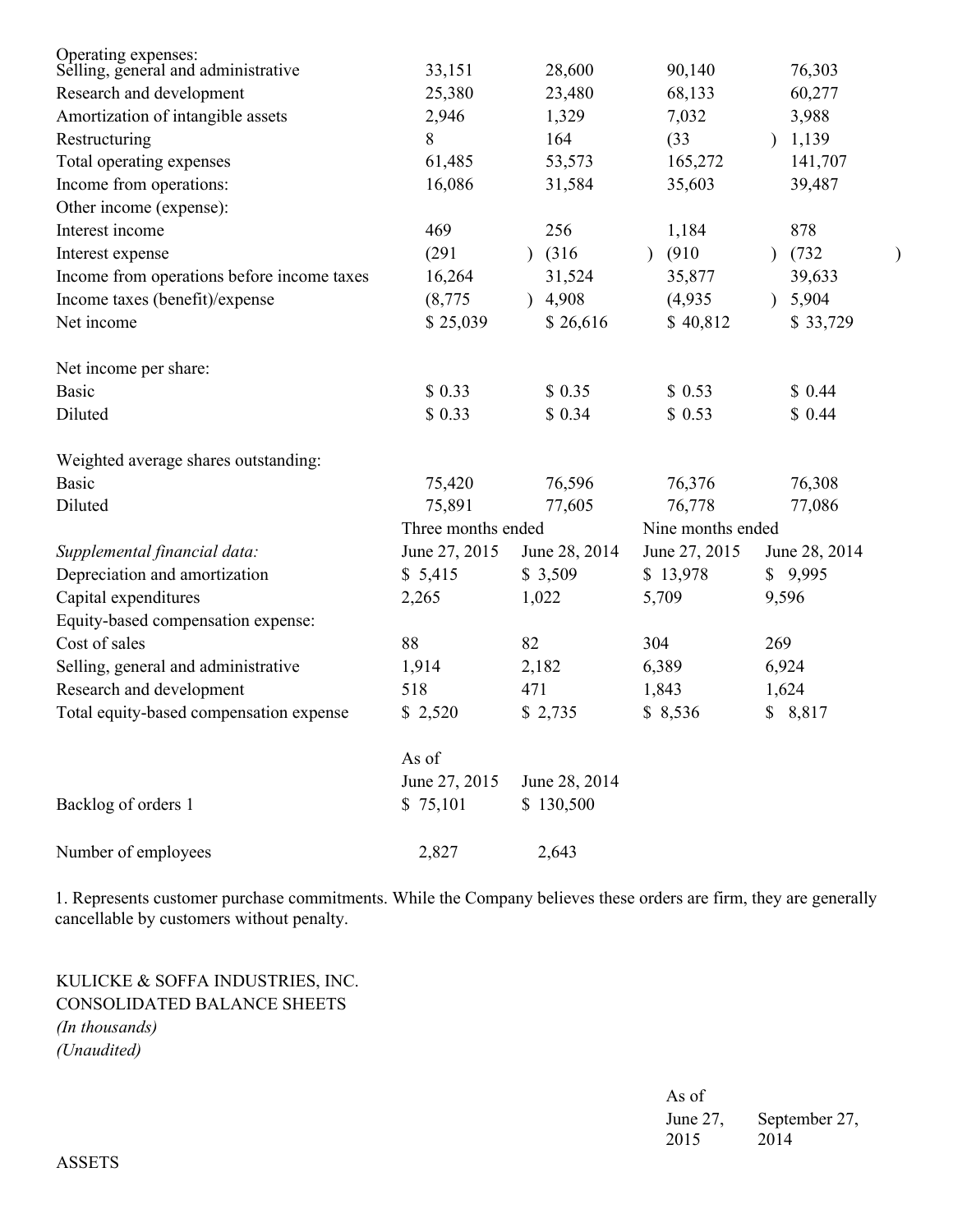| | | | | |
|---|---|---|---|---|
| Operating expenses: | | | | |
| Selling, general and administrative | 33,151 | 28,600 | 90,140 | 76,303 |
| Research and development | 25,380 | 23,480 | 68,133 | 60,277 |
| Amortization of intangible assets | 2,946 | 1,329 | 7,032 | 3,988 |
| Restructuring | 8 | 164 | (33) | 1,139 |
| Total operating expenses | 61,485 | 53,573 | 165,272 | 141,707 |
| Income from operations: | 16,086 | 31,584 | 35,603 | 39,487 |
| Other income (expense): | | | | |
| Interest income | 469 | 256 | 1,184 | 878 |
| Interest expense | (291) | (316) | (910) | (732) |
| Income from operations before income taxes | 16,264 | 31,524 | 35,877 | 39,633 |
| Income taxes (benefit)/expense | (8,775) | 4,908 | (4,935) | 5,904 |
| Net income | $ 25,039 | $ 26,616 | $ 40,812 | $ 33,729 |
| | | | | |
| Net income per share: | | | | |
| Basic | $ 0.33 | $ 0.35 | $ 0.53 | $ 0.44 |
| Diluted | $ 0.33 | $ 0.34 | $ 0.53 | $ 0.44 |
| | | | | |
| Weighted average shares outstanding: | | | | |
| Basic | 75,420 | 76,596 | 76,376 | 76,308 |
| Diluted | 75,891 | 77,605 | 76,778 | 77,086 |

| | Three months ended | | Nine months ended | |
|---|---|---|---|---|
| *Supplemental financial data:* | June 27, 2015 | June 28, 2014 | June 27, 2015 | June 28, 2014 |
| Depreciation and amortization | $ 5,415 | $ 3,509 | $ 13,978 | $ 9,995 |
| Capital expenditures | 2,265 | 1,022 | 5,709 | 9,596 |
| Equity-based compensation expense: | | | | |
| Cost of sales | 88 | 82 | 304 | 269 |
| Selling, general and administrative | 1,914 | 2,182 | 6,389 | 6,924 |
| Research and development | 518 | 471 | 1,843 | 1,624 |
| Total equity-based compensation expense | $ 2,520 | $ 2,735 | $ 8,536 | $ 8,817 |

| | As of | |
|---|---|---|
| | June 27, 2015 | June 28, 2014 |
| Backlog of orders 1 | $ 75,101 | $ 130,500 |
| | | |
| Number of employees | 2,827 | 2,643 |

1. Represents customer purchase commitments. While the Company believes these orders are firm, they are generally cancellable by customers without penalty.

KULICKE & SOFFA INDUSTRIES, INC.
CONSOLIDATED BALANCE SHEETS
*(In thousands)*
*(Unaudited)*

| | As of | |
|---|---|---|
| | June 27, 2015 | September 27, 2014 |
| ASSETS | | |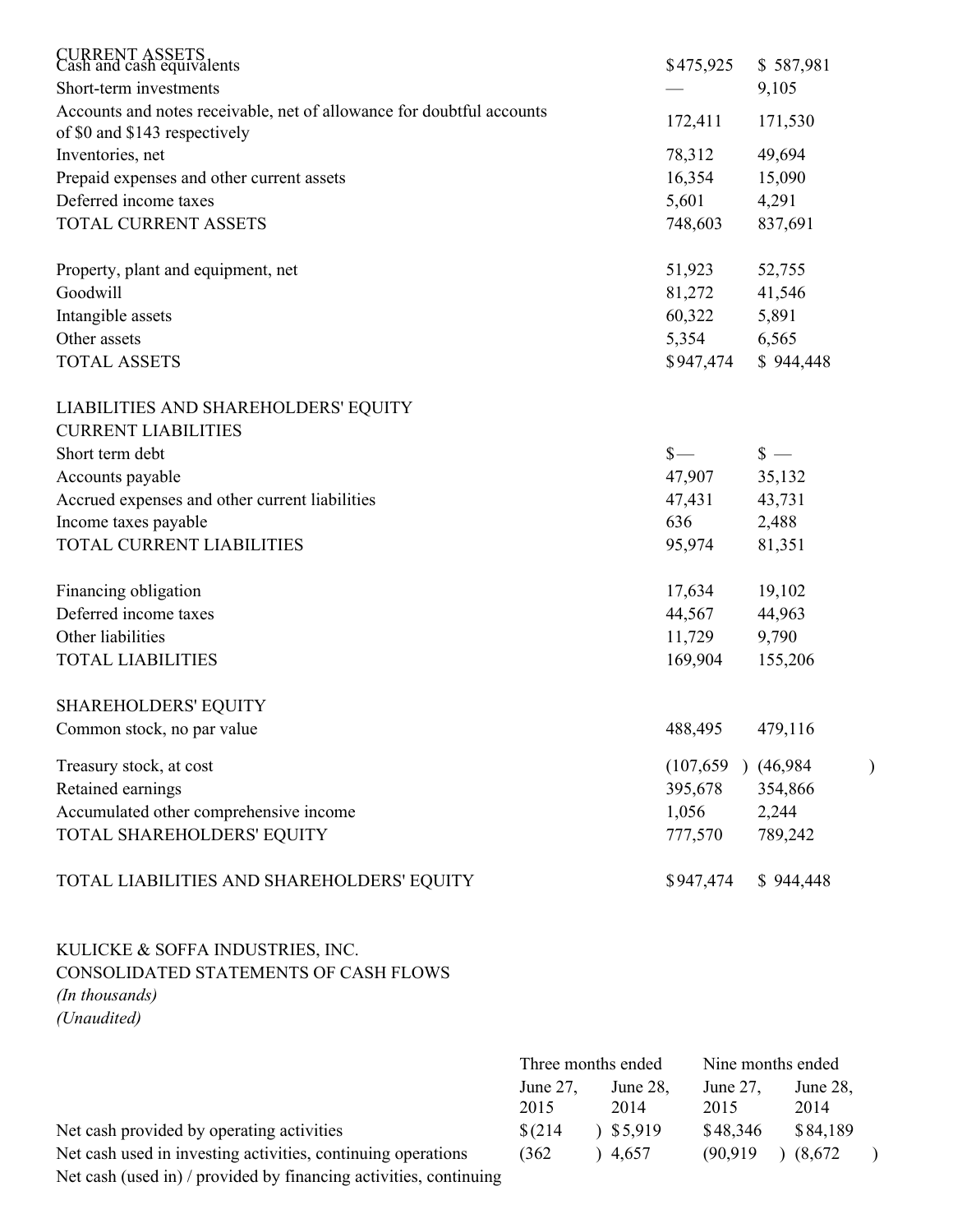| | | |
|---|---|---|
| CURRENT ASSETS | | |
| Cash and cash equivalents | $475,925 | $ 587,981 |
| Short-term investments | — | 9,105 |
| Accounts and notes receivable, net of allowance for doubtful accounts of $0 and $143 respectively | 172,411 | 171,530 |
| Inventories, net | 78,312 | 49,694 |
| Prepaid expenses and other current assets | 16,354 | 15,090 |
| Deferred income taxes | 5,601 | 4,291 |
| TOTAL CURRENT ASSETS | 748,603 | 837,691 |
| | | |
| Property, plant and equipment, net | 51,923 | 52,755 |
| Goodwill | 81,272 | 41,546 |
| Intangible assets | 60,322 | 5,891 |
| Other assets | 5,354 | 6,565 |
| TOTAL ASSETS | $947,474 | $ 944,448 |
| | | |
| LIABILITIES AND SHAREHOLDERS' EQUITY | | |
| CURRENT LIABILITIES | | |
| Short term debt | $— | $ — |
| Accounts payable | 47,907 | 35,132 |
| Accrued expenses and other current liabilities | 47,431 | 43,731 |
| Income taxes payable | 636 | 2,488 |
| TOTAL CURRENT LIABILITIES | 95,974 | 81,351 |
| | | |
| Financing obligation | 17,634 | 19,102 |
| Deferred income taxes | 44,567 | 44,963 |
| Other liabilities | 11,729 | 9,790 |
| TOTAL LIABILITIES | 169,904 | 155,206 |
| | | |
| SHAREHOLDERS' EQUITY | | |
| Common stock, no par value | 488,495 | 479,116 |
| Treasury stock, at cost | (107,659) | (46,984) |
| Retained earnings | 395,678 | 354,866 |
| Accumulated other comprehensive income | 1,056 | 2,244 |
| TOTAL SHAREHOLDERS' EQUITY | 777,570 | 789,242 |
| | | |
| TOTAL LIABILITIES AND SHAREHOLDERS' EQUITY | $947,474 | $ 944,448 |

KULICKE & SOFFA INDUSTRIES, INC.
CONSOLIDATED STATEMENTS OF CASH FLOWS
*(In thousands)*
*(Unaudited)*

| | Three months ended | | Nine months ended | |
|---|---|---|---|---|
| | June 27, 2015 | June 28, 2014 | June 27, 2015 | June 28, 2014 |
| Net cash provided by operating activities | $(214) | $5,919 | $48,346 | $84,189 |
| Net cash used in investing activities, continuing operations | (362) | 4,657 | (90,919) | (8,672) |
| Net cash (used in) / provided by financing activities, continuing | | | | |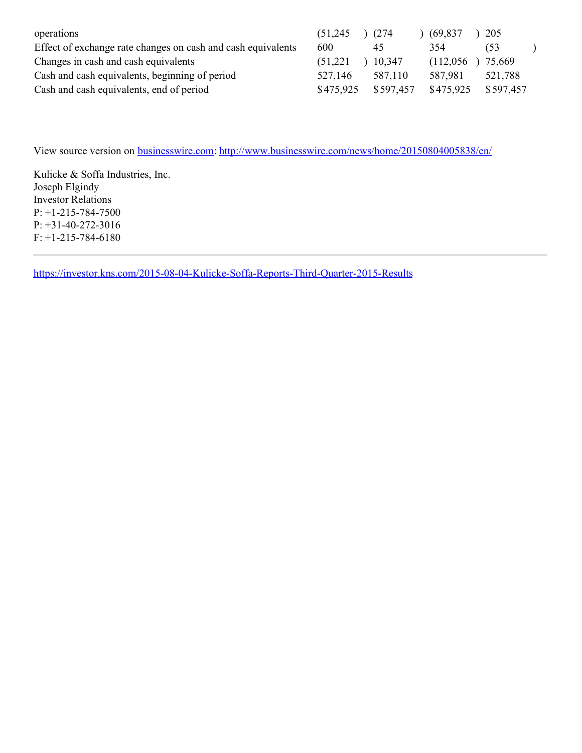| | | | | |
|---|---|---|---|---|
| operations | (51,245) | (274) | (69,837) | 205 |
| Effect of exchange rate changes on cash and cash equivalents | 600 | 45 | 354 | (53) |
| Changes in cash and cash equivalents | (51,221) | 10,347 | (112,056) | 75,669 |
| Cash and cash equivalents, beginning of period | 527,146 | 587,110 | 587,981 | 521,788 |
| Cash and cash equivalents, end of period | $475,925 | $597,457 | $475,925 | $597,457 |

View source version on businesswire.com: http://www.businesswire.com/news/home/20150804005838/en/

Kulicke & Soffa Industries, Inc.
Joseph Elgindy
Investor Relations
P: +1-215-784-7500
P: +31-40-272-3016
F: +1-215-784-6180

---

https://investor.kns.com/2015-08-04-Kulicke-Soffa-Reports-Third-Quarter-2015-Results